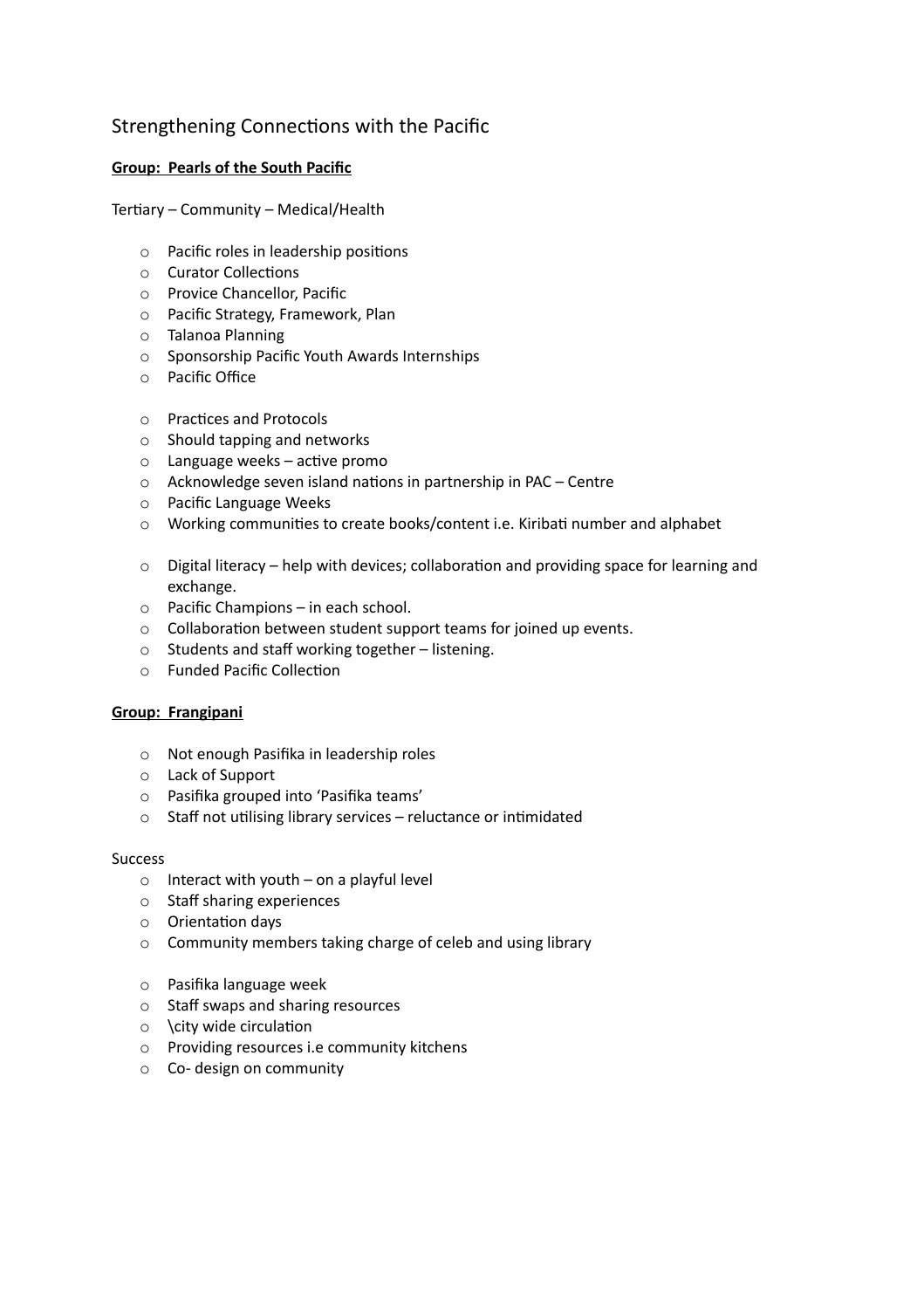# Strengthening Connections with the Pacific

**Group: Pearls of the South Pacific**

Tertiary – Community – Medical/Health

- Pacific roles in leadership positions
- Curator Collections
- Provice Chancellor, Pacific
- Pacific Strategy, Framework, Plan
- Talanoa Planning
- Sponsorship Pacific Youth Awards Internships
- Pacific Office

- Practices and Protocols
- Should tapping and networks
- Language weeks – active promo
- Acknowledge seven island nations in partnership in PAC – Centre
- Pacific Language Weeks
- Working communities to create books/content i.e. Kiribati number and alphabet

- Digital literacy – help with devices; collaboration and providing space for learning and exchange.
- Pacific Champions – in each school.
- Collaboration between student support teams for joined up events.
- Students and staff working together – listening.
- Funded Pacific Collection

**Group: Frangipani**

- Not enough Pasifika in leadership roles
- Lack of Support
- Pasifika grouped into 'Pasifika teams'
- Staff not utilising library services – reluctance or intimidated

Success

- Interact with youth – on a playful level
- Staff sharing experiences
- Orientation days
- Community members taking charge of celeb and using library

- Pasifika language week
- Staff swaps and sharing resources
- \city wide circulation
- Providing resources i.e community kitchens
- Co- design on community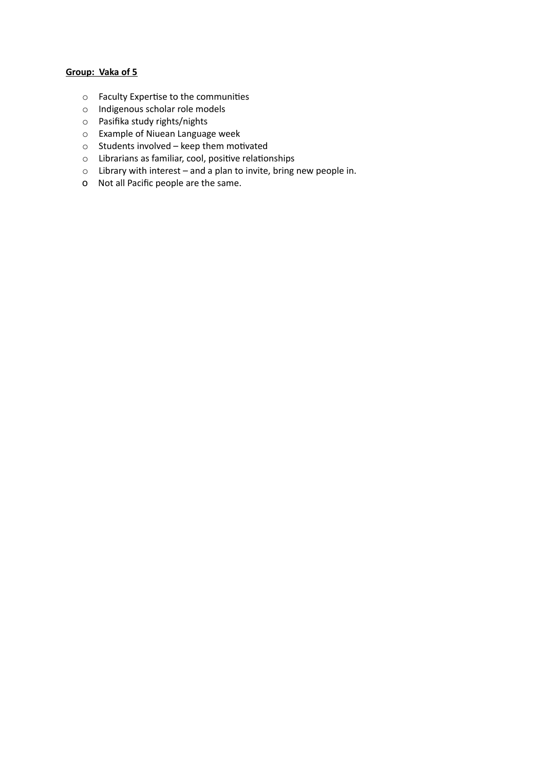**Group: Vaka of 5**

- Faculty Expertise to the communities
- Indigenous scholar role models
- Pasifika study rights/nights
- Example of Niuean Language week
- Students involved – keep them motivated
- Librarians as familiar, cool, positive relationships
- Library with interest – and a plan to invite, bring new people in.
- Not all Pacific people are the same.